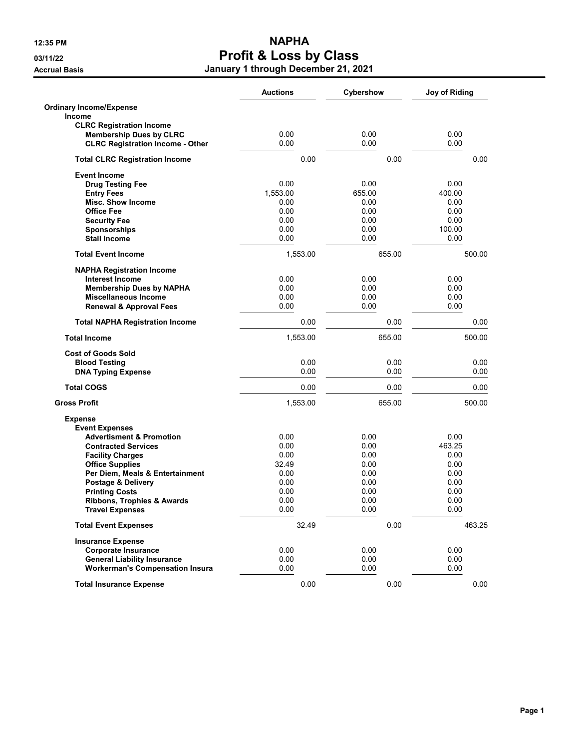# NAPHA

## Profit & Loss by Class

**January 1 through December 21, 2021**

12:35 PM
03/11/22
Accrual Basis

| | Auctions | Cybershow | Joy of Riding |
|---|---|---|---|
| **Ordinary Income/Expense** | | | |
| **Income** | | | |
| **CLRC Registration Income** | | | |
| **Membership Dues by CLRC** | 0.00 | 0.00 | 0.00 |
| **CLRC Registration Income - Other** | 0.00 | 0.00 | 0.00 |
| **Total CLRC Registration Income** | 0.00 | 0.00 | 0.00 |
| **Event Income** | | | |
| **Drug Testing Fee** | 0.00 | 0.00 | 0.00 |
| **Entry Fees** | 1,553.00 | 655.00 | 400.00 |
| **Misc. Show Income** | 0.00 | 0.00 | 0.00 |
| **Office Fee** | 0.00 | 0.00 | 0.00 |
| **Security Fee** | 0.00 | 0.00 | 0.00 |
| **Sponsorships** | 0.00 | 0.00 | 100.00 |
| **Stall Income** | 0.00 | 0.00 | 0.00 |
| **Total Event Income** | 1,553.00 | 655.00 | 500.00 |
| **NAPHA Registration Income** | | | |
| **Interest Income** | 0.00 | 0.00 | 0.00 |
| **Membership Dues by NAPHA** | 0.00 | 0.00 | 0.00 |
| **Miscellaneous Income** | 0.00 | 0.00 | 0.00 |
| **Renewal & Approval Fees** | 0.00 | 0.00 | 0.00 |
| **Total NAPHA Registration Income** | 0.00 | 0.00 | 0.00 |
| **Total Income** | 1,553.00 | 655.00 | 500.00 |
| **Cost of Goods Sold** | | | |
| **Blood Testing** | 0.00 | 0.00 | 0.00 |
| **DNA Typing Expense** | 0.00 | 0.00 | 0.00 |
| **Total COGS** | 0.00 | 0.00 | 0.00 |
| **Gross Profit** | 1,553.00 | 655.00 | 500.00 |
| **Expense** | | | |
| **Event Expenses** | | | |
| **Advertisment & Promotion** | 0.00 | 0.00 | 0.00 |
| **Contracted Services** | 0.00 | 0.00 | 463.25 |
| **Facility Charges** | 0.00 | 0.00 | 0.00 |
| **Office Supplies** | 32.49 | 0.00 | 0.00 |
| **Per Diem, Meals & Entertainment** | 0.00 | 0.00 | 0.00 |
| **Postage & Delivery** | 0.00 | 0.00 | 0.00 |
| **Printing Costs** | 0.00 | 0.00 | 0.00 |
| **Ribbons, Trophies & Awards** | 0.00 | 0.00 | 0.00 |
| **Travel Expenses** | 0.00 | 0.00 | 0.00 |
| **Total Event Expenses** | 32.49 | 0.00 | 463.25 |
| **Insurance Expense** | | | |
| **Corporate Insurance** | 0.00 | 0.00 | 0.00 |
| **General Liability Insurance** | 0.00 | 0.00 | 0.00 |
| **Workerman's Compensation Insura** | 0.00 | 0.00 | 0.00 |
| **Total Insurance Expense** | 0.00 | 0.00 | 0.00 |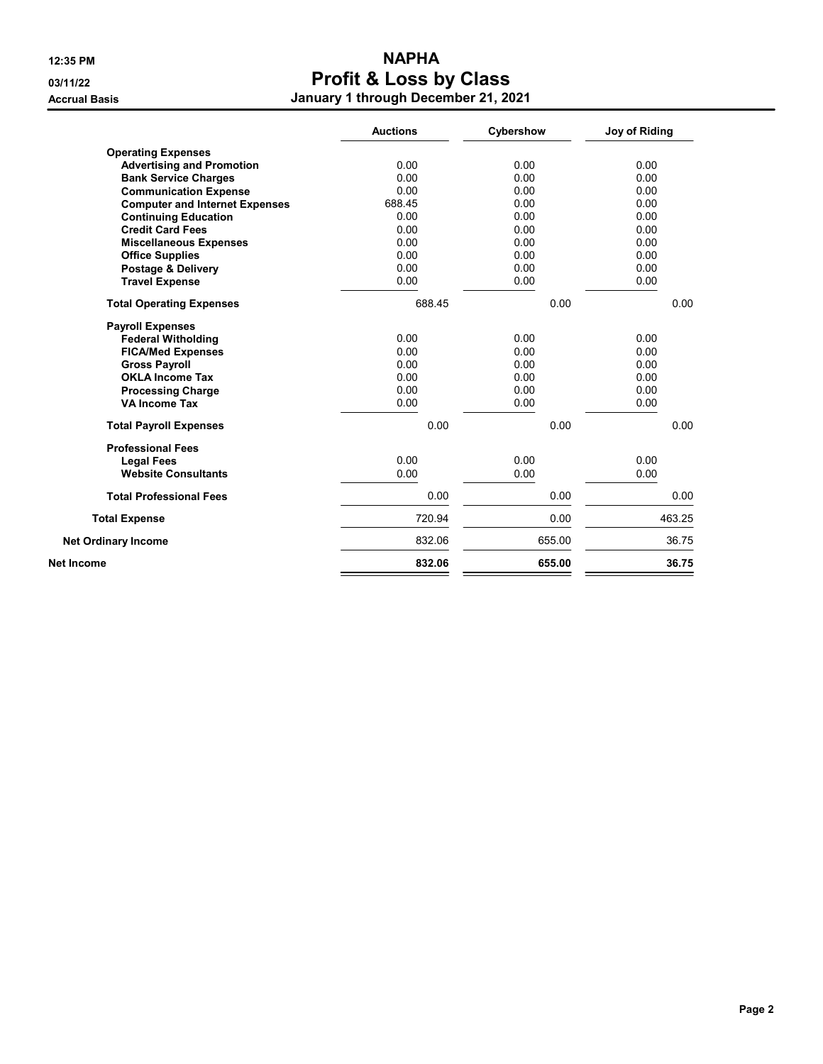# NAPHA

## Profit & Loss by Class

**January 1 through December 21, 2021**

12:35 PM
03/11/22
Accrual Basis

| | Auctions | Cybershow | Joy of Riding |
|---|---|---|---|
| **Operating Expenses** | | | |
| **Advertising and Promotion** | 0.00 | 0.00 | 0.00 |
| **Bank Service Charges** | 0.00 | 0.00 | 0.00 |
| **Communication Expense** | 0.00 | 0.00 | 0.00 |
| **Computer and Internet Expenses** | 688.45 | 0.00 | 0.00 |
| **Continuing Education** | 0.00 | 0.00 | 0.00 |
| **Credit Card Fees** | 0.00 | 0.00 | 0.00 |
| **Miscellaneous Expenses** | 0.00 | 0.00 | 0.00 |
| **Office Supplies** | 0.00 | 0.00 | 0.00 |
| **Postage & Delivery** | 0.00 | 0.00 | 0.00 |
| **Travel Expense** | 0.00 | 0.00 | 0.00 |
| **Total Operating Expenses** | 688.45 | 0.00 | 0.00 |
| **Payroll Expenses** | | | |
| **Federal Witholding** | 0.00 | 0.00 | 0.00 |
| **FICA/Med Expenses** | 0.00 | 0.00 | 0.00 |
| **Gross Payroll** | 0.00 | 0.00 | 0.00 |
| **OKLA Income Tax** | 0.00 | 0.00 | 0.00 |
| **Processing Charge** | 0.00 | 0.00 | 0.00 |
| **VA Income Tax** | 0.00 | 0.00 | 0.00 |
| **Total Payroll Expenses** | 0.00 | 0.00 | 0.00 |
| **Professional Fees** | | | |
| **Legal Fees** | 0.00 | 0.00 | 0.00 |
| **Website Consultants** | 0.00 | 0.00 | 0.00 |
| **Total Professional Fees** | 0.00 | 0.00 | 0.00 |
| **Total Expense** | 720.94 | 0.00 | 463.25 |
| **Net Ordinary Income** | 832.06 | 655.00 | 36.75 |
| **Net Income** | **832.06** | **655.00** | **36.75** |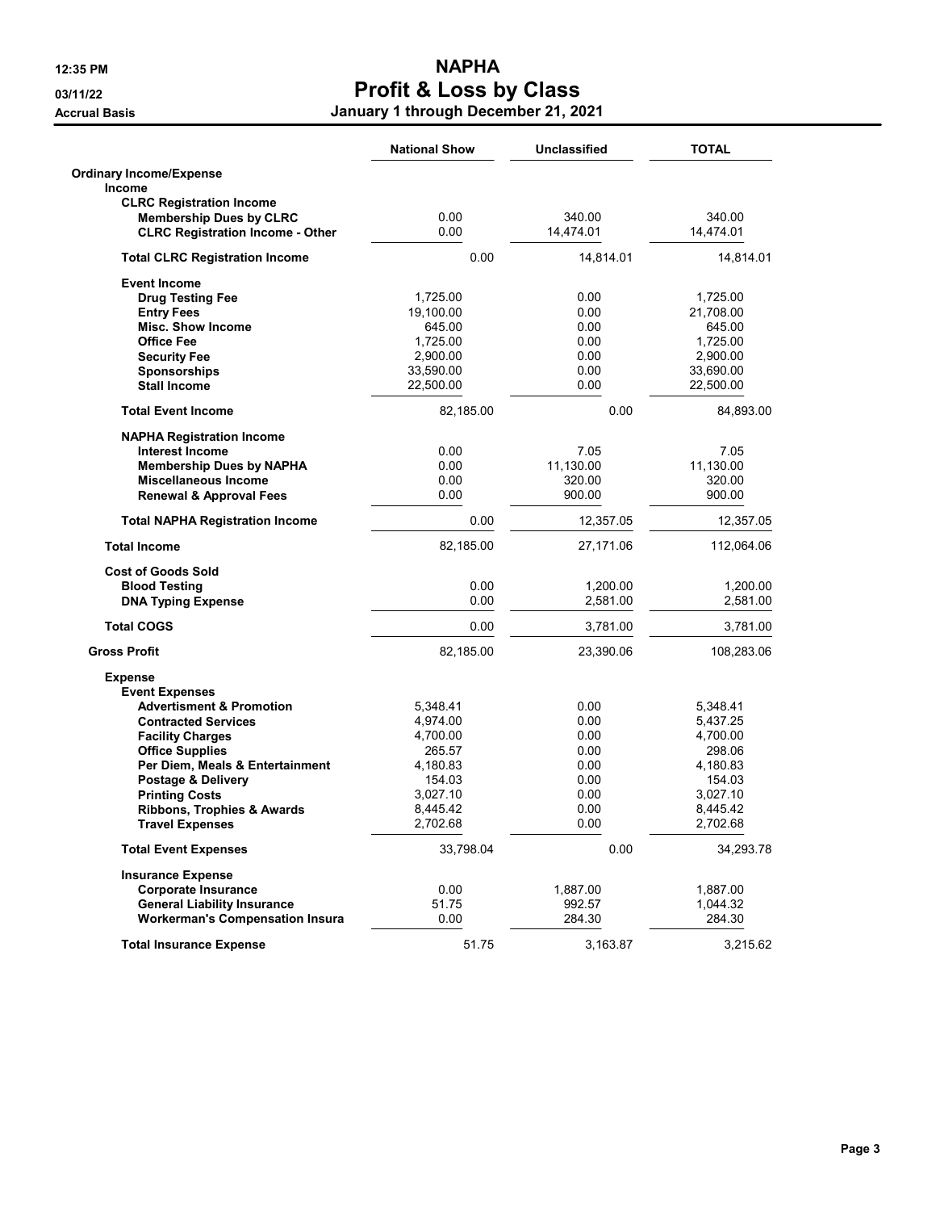# NAPHA

## Profit & Loss by Class

### January 1 through December 21, 2021

12:35 PM
03/11/22
Accrual Basis

| | National Show | Unclassified | TOTAL |
|---|---|---|---|
| **Ordinary Income/Expense** | | | |
| **Income** | | | |
| **CLRC Registration Income** | | | |
| **Membership Dues by CLRC** | 0.00 | 340.00 | 340.00 |
| **CLRC Registration Income - Other** | 0.00 | 14,474.01 | 14,474.01 |
| **Total CLRC Registration Income** | 0.00 | 14,814.01 | 14,814.01 |
| **Event Income** | | | |
| **Drug Testing Fee** | 1,725.00 | 0.00 | 1,725.00 |
| **Entry Fees** | 19,100.00 | 0.00 | 21,708.00 |
| **Misc. Show Income** | 645.00 | 0.00 | 645.00 |
| **Office Fee** | 1,725.00 | 0.00 | 1,725.00 |
| **Security Fee** | 2,900.00 | 0.00 | 2,900.00 |
| **Sponsorships** | 33,590.00 | 0.00 | 33,690.00 |
| **Stall Income** | 22,500.00 | 0.00 | 22,500.00 |
| **Total Event Income** | 82,185.00 | 0.00 | 84,893.00 |
| **NAPHA Registration Income** | | | |
| **Interest Income** | 0.00 | 7.05 | 7.05 |
| **Membership Dues by NAPHA** | 0.00 | 11,130.00 | 11,130.00 |
| **Miscellaneous Income** | 0.00 | 320.00 | 320.00 |
| **Renewal & Approval Fees** | 0.00 | 900.00 | 900.00 |
| **Total NAPHA Registration Income** | 0.00 | 12,357.05 | 12,357.05 |
| **Total Income** | 82,185.00 | 27,171.06 | 112,064.06 |
| **Cost of Goods Sold** | | | |
| **Blood Testing** | 0.00 | 1,200.00 | 1,200.00 |
| **DNA Typing Expense** | 0.00 | 2,581.00 | 2,581.00 |
| **Total COGS** | 0.00 | 3,781.00 | 3,781.00 |
| **Gross Profit** | 82,185.00 | 23,390.06 | 108,283.06 |
| **Expense** | | | |
| **Event Expenses** | | | |
| **Advertisment & Promotion** | 5,348.41 | 0.00 | 5,348.41 |
| **Contracted Services** | 4,974.00 | 0.00 | 5,437.25 |
| **Facility Charges** | 4,700.00 | 0.00 | 4,700.00 |
| **Office Supplies** | 265.57 | 0.00 | 298.06 |
| **Per Diem, Meals & Entertainment** | 4,180.83 | 0.00 | 4,180.83 |
| **Postage & Delivery** | 154.03 | 0.00 | 154.03 |
| **Printing Costs** | 3,027.10 | 0.00 | 3,027.10 |
| **Ribbons, Trophies & Awards** | 8,445.42 | 0.00 | 8,445.42 |
| **Travel Expenses** | 2,702.68 | 0.00 | 2,702.68 |
| **Total Event Expenses** | 33,798.04 | 0.00 | 34,293.78 |
| **Insurance Expense** | | | |
| **Corporate Insurance** | 0.00 | 1,887.00 | 1,887.00 |
| **General Liability Insurance** | 51.75 | 992.57 | 1,044.32 |
| **Workerman's Compensation Insura** | 0.00 | 284.30 | 284.30 |
| **Total Insurance Expense** | 51.75 | 3,163.87 | 3,215.62 |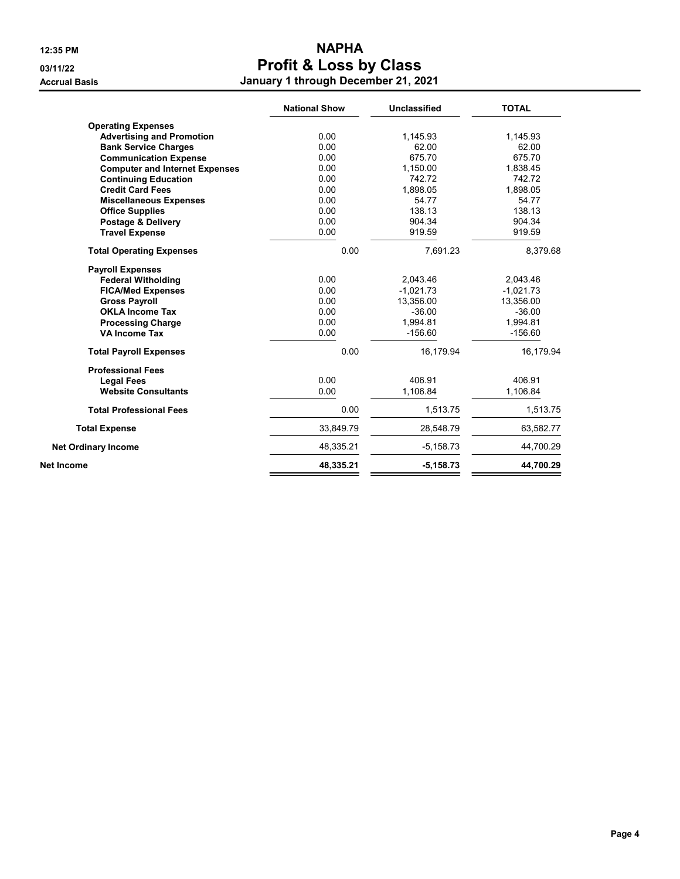# NAPHA

## Profit & Loss by Class

### January 1 through December 21, 2021

12:35 PM
03/11/22
Accrual Basis

| | National Show | Unclassified | TOTAL |
|---|---|---|---|
| **Operating Expenses** | | | |
| **Advertising and Promotion** | 0.00 | 1,145.93 | 1,145.93 |
| **Bank Service Charges** | 0.00 | 62.00 | 62.00 |
| **Communication Expense** | 0.00 | 675.70 | 675.70 |
| **Computer and Internet Expenses** | 0.00 | 1,150.00 | 1,838.45 |
| **Continuing Education** | 0.00 | 742.72 | 742.72 |
| **Credit Card Fees** | 0.00 | 1,898.05 | 1,898.05 |
| **Miscellaneous Expenses** | 0.00 | 54.77 | 54.77 |
| **Office Supplies** | 0.00 | 138.13 | 138.13 |
| **Postage & Delivery** | 0.00 | 904.34 | 904.34 |
| **Travel Expense** | 0.00 | 919.59 | 919.59 |
| **Total Operating Expenses** | 0.00 | 7,691.23 | 8,379.68 |
| **Payroll Expenses** | | | |
| **Federal Witholding** | 0.00 | 2,043.46 | 2,043.46 |
| **FICA/Med Expenses** | 0.00 | -1,021.73 | -1,021.73 |
| **Gross Payroll** | 0.00 | 13,356.00 | 13,356.00 |
| **OKLA Income Tax** | 0.00 | -36.00 | -36.00 |
| **Processing Charge** | 0.00 | 1,994.81 | 1,994.81 |
| **VA Income Tax** | 0.00 | -156.60 | -156.60 |
| **Total Payroll Expenses** | 0.00 | 16,179.94 | 16,179.94 |
| **Professional Fees** | | | |
| **Legal Fees** | 0.00 | 406.91 | 406.91 |
| **Website Consultants** | 0.00 | 1,106.84 | 1,106.84 |
| **Total Professional Fees** | 0.00 | 1,513.75 | 1,513.75 |
| **Total Expense** | 33,849.79 | 28,548.79 | 63,582.77 |
| **Net Ordinary Income** | 48,335.21 | -5,158.73 | 44,700.29 |
| **Net Income** | **48,335.21** | **-5,158.73** | **44,700.29** |